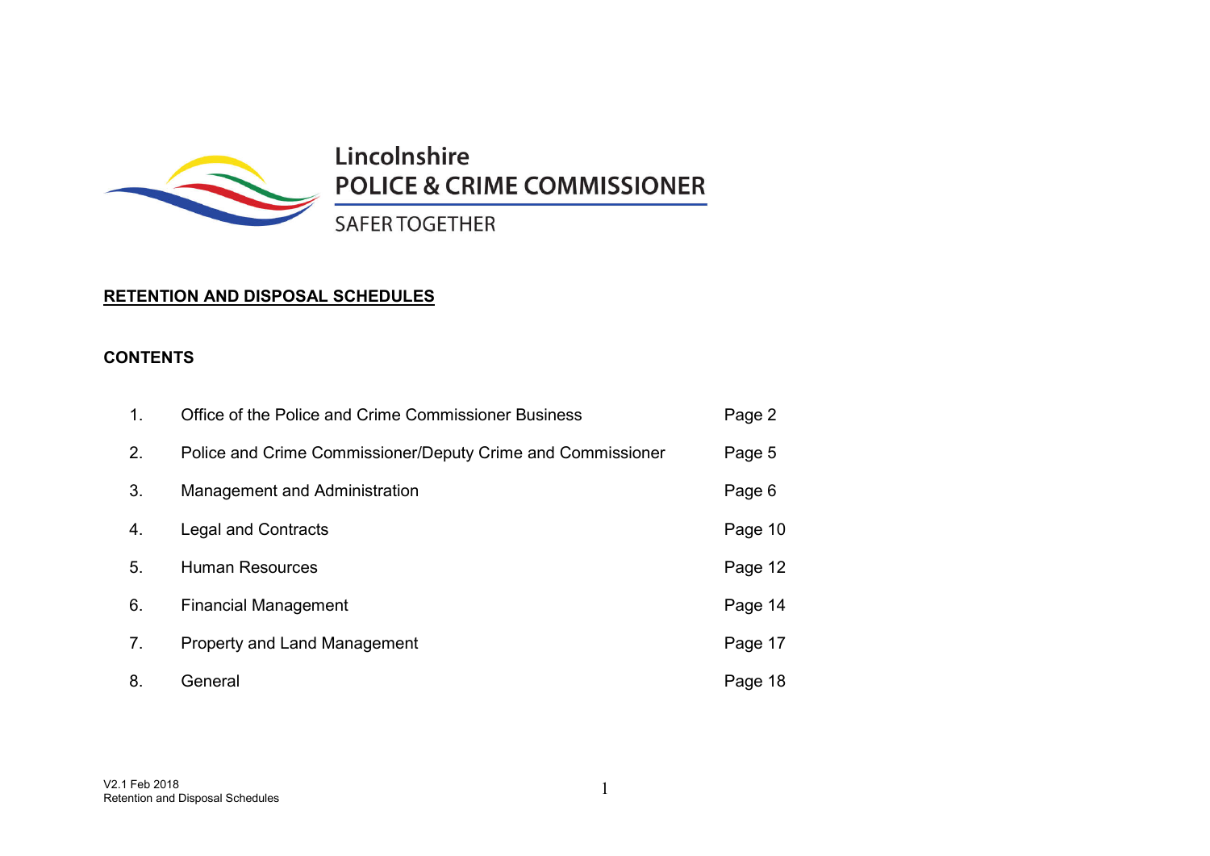Lincolnshire
POLICE & CRIME COMMISSIONER
SAFER TOGETHER

# RETENTION AND DISPOSAL SCHEDULES

## CONTENTS

| | | |
|---|---|---|
| 1. | Office of the Police and Crime Commissioner Business | Page 2 |
| 2. | Police and Crime Commissioner/Deputy Crime and Commissioner | Page 5 |
| 3. | Management and Administration | Page 6 |
| 4. | Legal and Contracts | Page 10 |
| 5. | Human Resources | Page 12 |
| 6. | Financial Management | Page 14 |
| 7. | Property and Land Management | Page 17 |
| 8. | General | Page 18 |

V2.1 Feb 2018
Retention and Disposal Schedules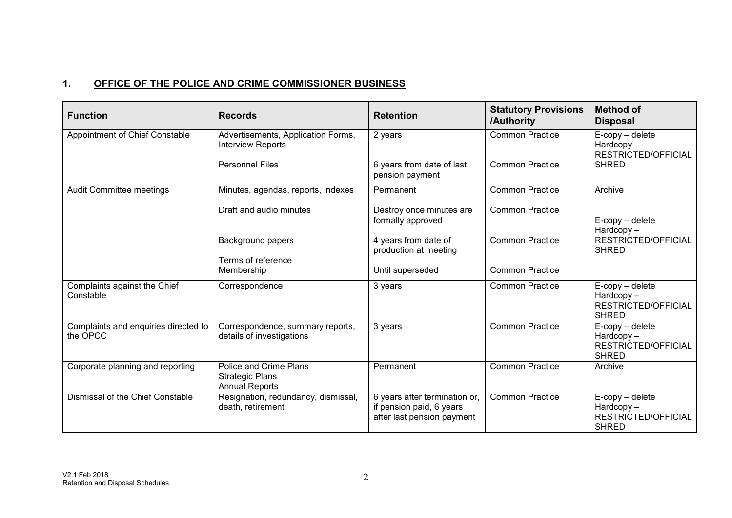## 1. OFFICE OF THE POLICE AND CRIME COMMISSIONER BUSINESS

| Function | Records | Retention | Statutory Provisions /Authority | Method of Disposal |
|---|---|---|---|---|
| Appointment of Chief Constable | Advertisements, Application Forms, Interview Reports | 2 years | Common Practice | E-copy – delete<br>Hardcopy – RESTRICTED/OFFICIAL SHRED |
| | Personnel Files | 6 years from date of last pension payment | Common Practice | |
| Audit Committee meetings | Minutes, agendas, reports, indexes | Permanent | Common Practice | Archive |
| | Draft and audio minutes | Destroy once minutes are formally approved | Common Practice | E-copy – delete<br>Hardcopy – RESTRICTED/OFFICIAL SHRED |
| | Background papers | 4 years from date of production at meeting | Common Practice | |
| | Terms of reference<br>Membership | Until superseded | Common Practice | |
| Complaints against the Chief Constable | Correspondence | 3 years | Common Practice | E-copy – delete<br>Hardcopy – RESTRICTED/OFFICIAL SHRED |
| Complaints and enquiries directed to the OPCC | Correspondence, summary reports, details of investigations | 3 years | Common Practice | E-copy – delete<br>Hardcopy – RESTRICTED/OFFICIAL SHRED |
| Corporate planning and reporting | Police and Crime Plans<br>Strategic Plans<br>Annual Reports | Permanent | Common Practice | Archive |
| Dismissal of the Chief Constable | Resignation, redundancy, dismissal, death, retirement | 6 years after termination or, if pension paid, 6 years after last pension payment | Common Practice | E-copy – delete<br>Hardcopy – RESTRICTED/OFFICIAL SHRED |

V2.1 Feb 2018
Retention and Disposal Schedules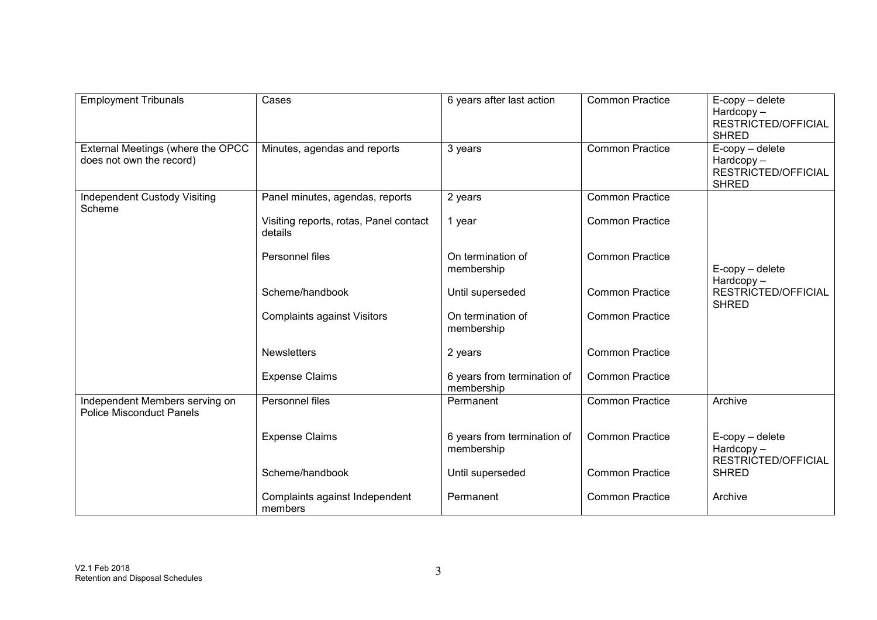| Employment Tribunals | Cases | 6 years after last action | Common Practice | E-copy – delete Hardcopy – RESTRICTED/OFFICIAL SHRED |
|---|---|---|---|---|
| External Meetings (where the OPCC does not own the record) | Minutes, agendas and reports | 3 years | Common Practice | E-copy – delete Hardcopy – RESTRICTED/OFFICIAL SHRED |
| Independent Custody Visiting Scheme | Panel minutes, agendas, reports | 2 years | Common Practice | E-copy – delete Hardcopy – RESTRICTED/OFFICIAL SHRED |
| | Visiting reports, rotas, Panel contact details | 1 year | Common Practice | |
| | Personnel files | On termination of membership | Common Practice | |
| | Scheme/handbook | Until superseded | Common Practice | |
| | Complaints against Visitors | On termination of membership | Common Practice | |
| | Newsletters | 2 years | Common Practice | |
| | Expense Claims | 6 years from termination of membership | Common Practice | |
| Independent Members serving on Police Misconduct Panels | Personnel files | Permanent | Common Practice | Archive |
| | Expense Claims | 6 years from termination of membership | Common Practice | E-copy – delete Hardcopy – RESTRICTED/OFFICIAL SHRED |
| | Scheme/handbook | Until superseded | Common Practice | |
| | Complaints against Independent members | Permanent | Common Practice | Archive |

V2.1 Feb 2018
Retention and Disposal Schedules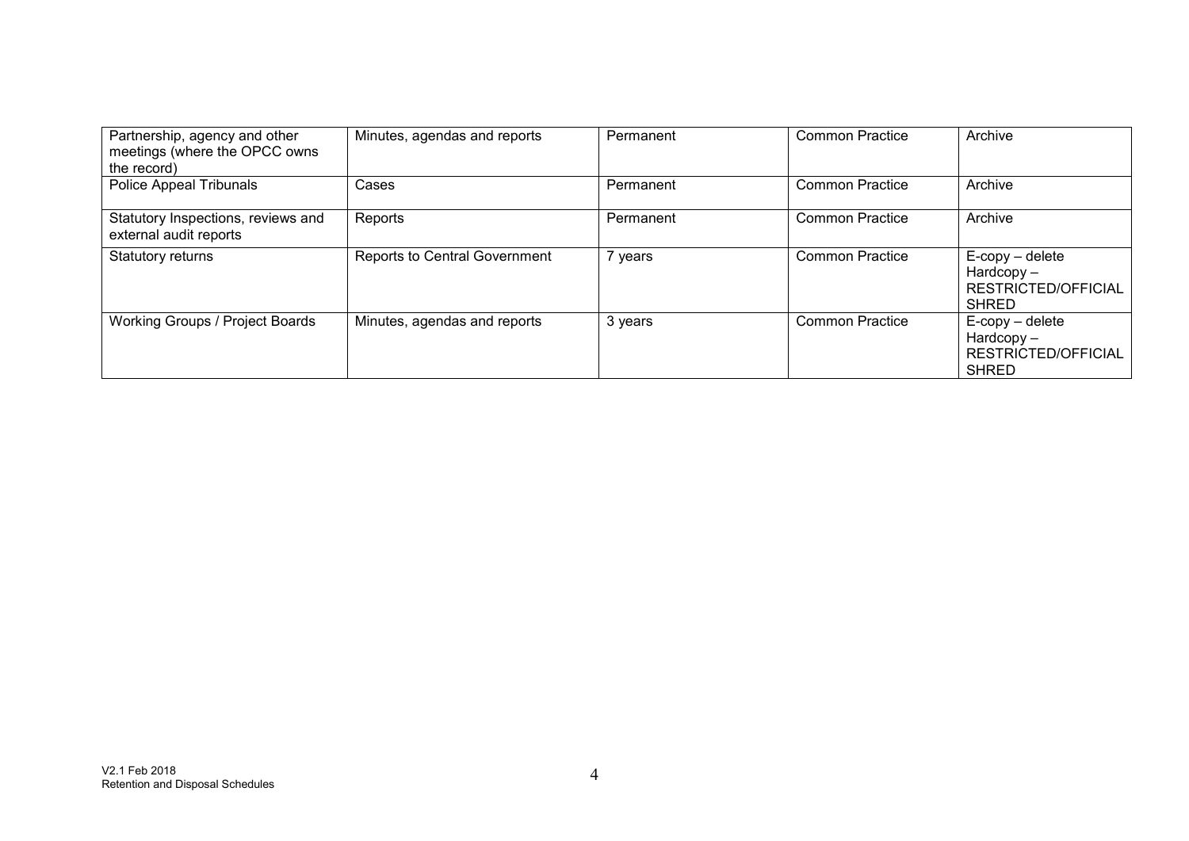| Partnership, agency and other meetings (where the OPCC owns the record) | Minutes, agendas and reports | Permanent | Common Practice | Archive |
|---|---|---|---|---|
| Police Appeal Tribunals | Cases | Permanent | Common Practice | Archive |
| Statutory Inspections, reviews and external audit reports | Reports | Permanent | Common Practice | Archive |
| Statutory returns | Reports to Central Government | 7 years | Common Practice | E-copy – delete<br>Hardcopy – RESTRICTED/OFFICIAL SHRED |
| Working Groups / Project Boards | Minutes, agendas and reports | 3 years | Common Practice | E-copy – delete<br>Hardcopy – RESTRICTED/OFFICIAL SHRED |

V2.1 Feb 2018
Retention and Disposal Schedules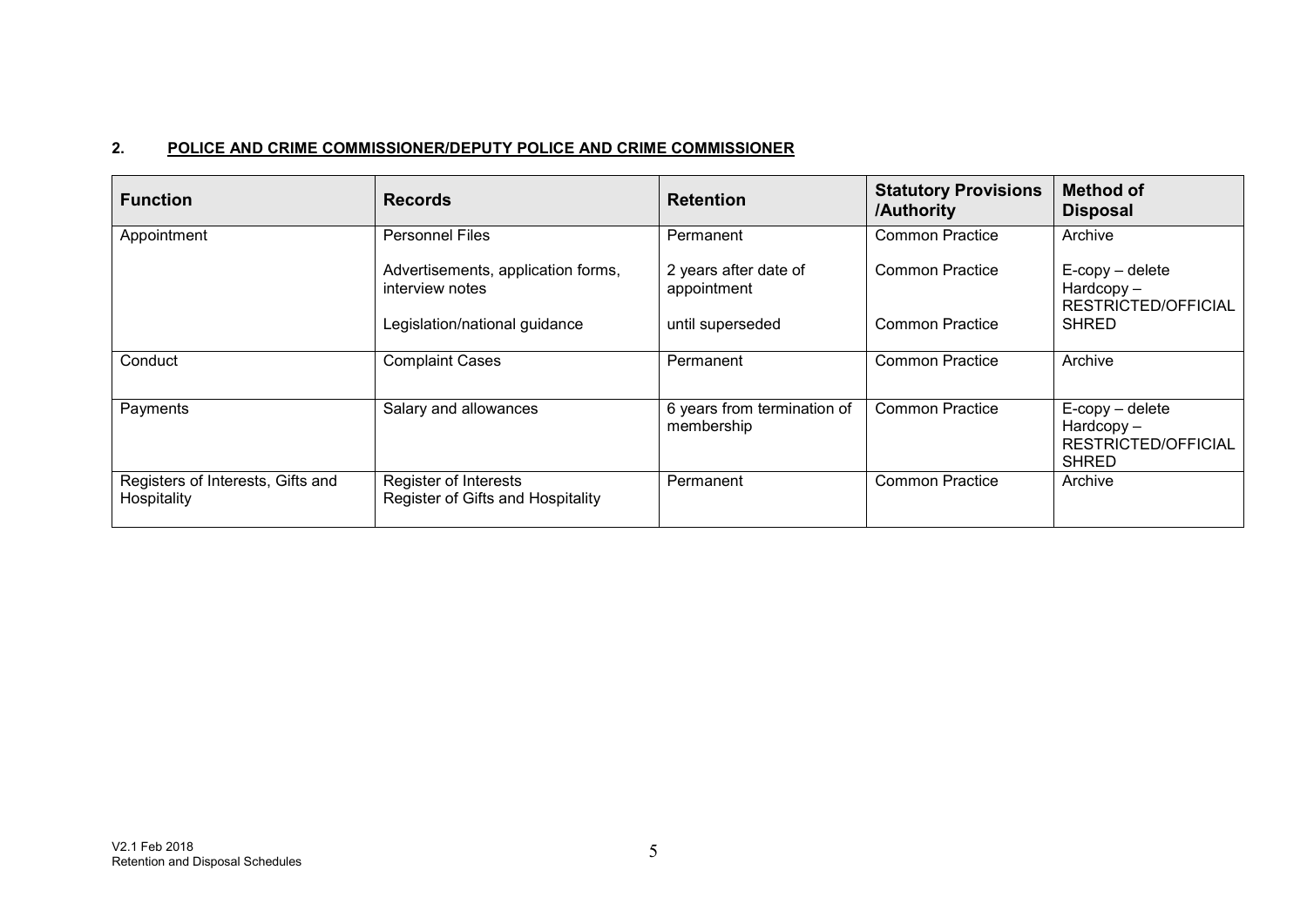## 2. POLICE AND CRIME COMMISSIONER/DEPUTY POLICE AND CRIME COMMISSIONER

| Function | Records | Retention | Statutory Provisions /Authority | Method of Disposal |
|---|---|---|---|---|
| Appointment | Personnel Files | Permanent | Common Practice | Archive |
| | Advertisements, application forms, interview notes | 2 years after date of appointment | Common Practice | E-copy – delete Hardcopy – RESTRICTED/OFFICIAL SHRED |
| | Legislation/national guidance | until superseded | Common Practice | |
| Conduct | Complaint Cases | Permanent | Common Practice | Archive |
| Payments | Salary and allowances | 6 years from termination of membership | Common Practice | E-copy – delete Hardcopy – RESTRICTED/OFFICIAL SHRED |
| Registers of Interests, Gifts and Hospitality | Register of Interests Register of Gifts and Hospitality | Permanent | Common Practice | Archive |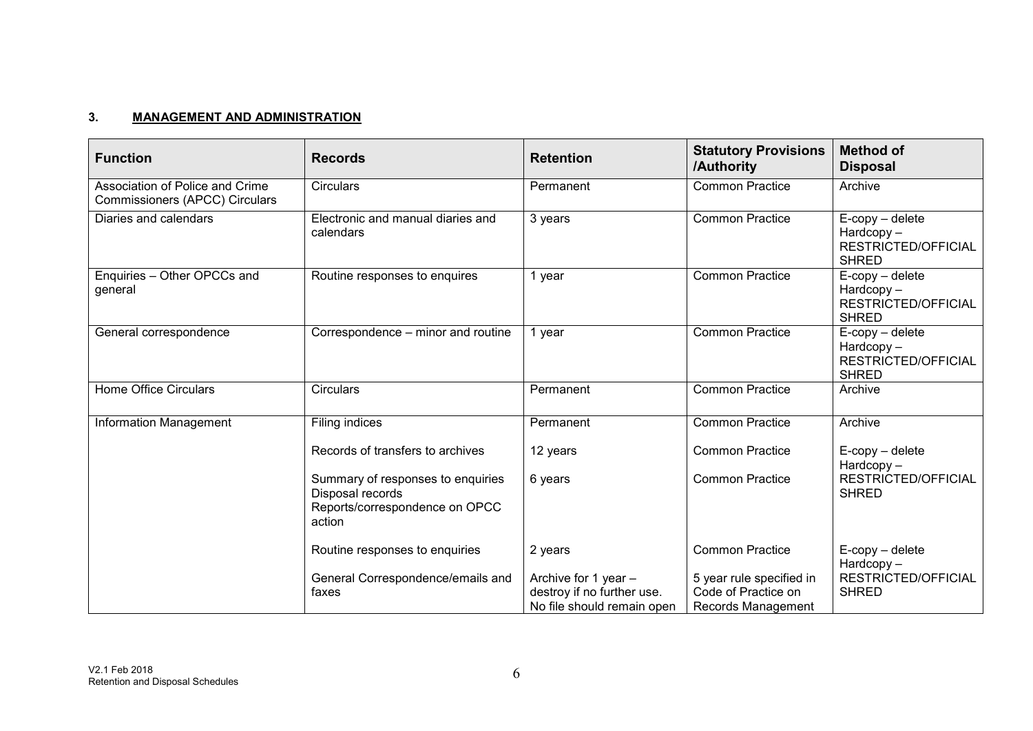## 3. MANAGEMENT AND ADMINISTRATION

| Function | Records | Retention | Statutory Provisions /Authority | Method of Disposal |
|---|---|---|---|---|
| Association of Police and Crime Commissioners (APCC) Circulars | Circulars | Permanent | Common Practice | Archive |
| Diaries and calendars | Electronic and manual diaries and calendars | 3 years | Common Practice | E-copy – delete<br>Hardcopy – RESTRICTED/OFFICIAL SHRED |
| Enquiries – Other OPCCs and general | Routine responses to enquires | 1 year | Common Practice | E-copy – delete<br>Hardcopy – RESTRICTED/OFFICIAL SHRED |
| General correspondence | Correspondence – minor and routine | 1 year | Common Practice | E-copy – delete<br>Hardcopy – RESTRICTED/OFFICIAL SHRED |
| Home Office Circulars | Circulars | Permanent | Common Practice | Archive |
| Information Management | Filing indices | Permanent | Common Practice | Archive |
| | Records of transfers to archives | 12 years | Common Practice | E-copy – delete<br>Hardcopy – RESTRICTED/OFFICIAL SHRED |
| | Summary of responses to enquiries<br>Disposal records<br>Reports/correspondence on OPCC action | 6 years | Common Practice | |
| | Routine responses to enquiries | 2 years | Common Practice | E-copy – delete<br>Hardcopy – RESTRICTED/OFFICIAL SHRED |
| | General Correspondence/emails and faxes | Archive for 1 year – destroy if no further use. No file should remain open | 5 year rule specified in Code of Practice on Records Management | |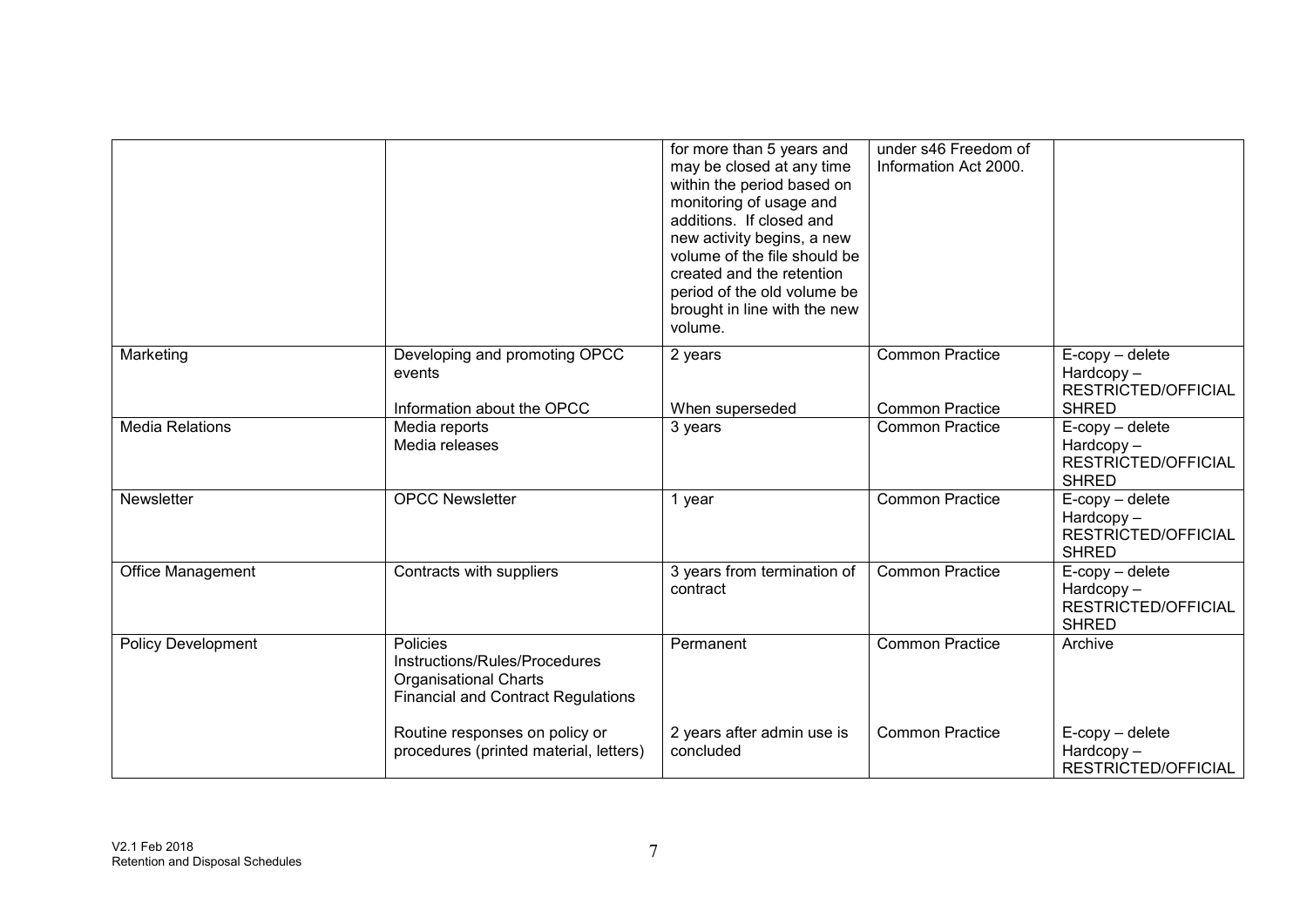| | | | | |
|---|---|---|---|---|
| | | for more than 5 years and may be closed at any time within the period based on monitoring of usage and additions. If closed and new activity begins, a new volume of the file should be created and the retention period of the old volume be brought in line with the new volume. | under s46 Freedom of Information Act 2000. | |
| Marketing | Developing and promoting OPCC events<br><br>Information about the OPCC | 2 years<br><br>When superseded | Common Practice<br><br>Common Practice | E-copy – delete<br>Hardcopy – RESTRICTED/OFFICIAL SHRED |
| Media Relations | Media reports<br>Media releases | 3 years | Common Practice | E-copy – delete<br>Hardcopy – RESTRICTED/OFFICIAL SHRED |
| Newsletter | OPCC Newsletter | 1 year | Common Practice | E-copy – delete<br>Hardcopy – RESTRICTED/OFFICIAL SHRED |
| Office Management | Contracts with suppliers | 3 years from termination of contract | Common Practice | E-copy – delete<br>Hardcopy – RESTRICTED/OFFICIAL SHRED |
| Policy Development | Policies<br>Instructions/Rules/Procedures<br>Organisational Charts<br>Financial and Contract Regulations<br><br>Routine responses on policy or procedures (printed material, letters) | Permanent<br><br><br><br><br>2 years after admin use is concluded | Common Practice<br><br><br><br><br>Common Practice | Archive<br><br><br><br><br>E-copy – delete<br>Hardcopy – RESTRICTED/OFFICIAL |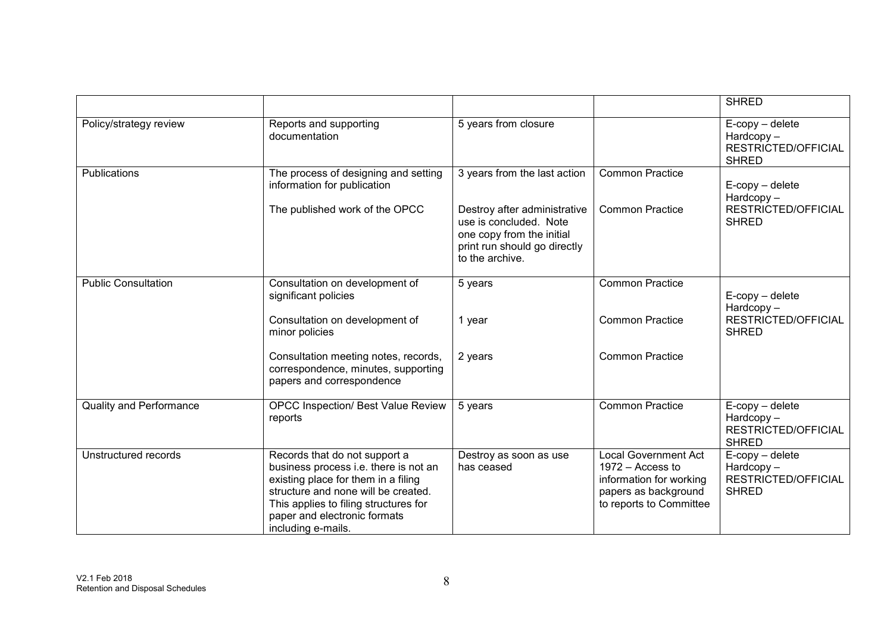|  |  |  |  | SHRED |
|---|---|---|---|---|
| Policy/strategy review | Reports and supporting documentation | 5 years from closure |  | E-copy – delete<br>Hardcopy – RESTRICTED/OFFICIAL SHRED |
| Publications | The process of designing and setting information for publication<br><br>The published work of the OPCC | 3 years from the last action<br><br>Destroy after administrative use is concluded. Note one copy from the initial print run should go directly to the archive. | Common Practice<br><br>Common Practice | E-copy – delete<br>Hardcopy – RESTRICTED/OFFICIAL SHRED |
| Public Consultation | Consultation on development of significant policies<br><br>Consultation on development of minor policies<br><br>Consultation meeting notes, records, correspondence, minutes, supporting papers and correspondence | 5 years<br><br>1 year<br><br>2 years | Common Practice<br><br>Common Practice<br><br>Common Practice | E-copy – delete<br>Hardcopy – RESTRICTED/OFFICIAL SHRED |
| Quality and Performance | OPCC Inspection/ Best Value Review reports | 5 years | Common Practice | E-copy – delete<br>Hardcopy – RESTRICTED/OFFICIAL SHRED |
| Unstructured records | Records that do not support a business process i.e. there is not an existing place for them in a filing structure and none will be created. This applies to filing structures for paper and electronic formats including e-mails. | Destroy as soon as use has ceased | Local Government Act 1972 – Access to information for working papers as background to reports to Committee | E-copy – delete<br>Hardcopy – RESTRICTED/OFFICIAL SHRED |

V2.1 Feb 2018
Retention and Disposal Schedules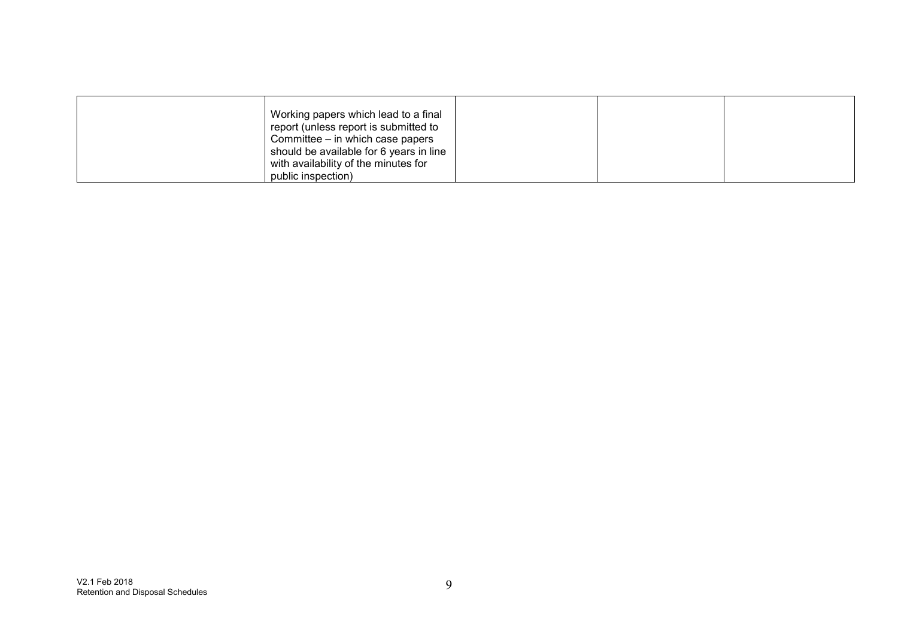| | | | | |
|---|---|---|---|---|
| | Working papers which lead to a final report (unless report is submitted to Committee – in which case papers should be available for 6 years in line with availability of the minutes for public inspection) | | | |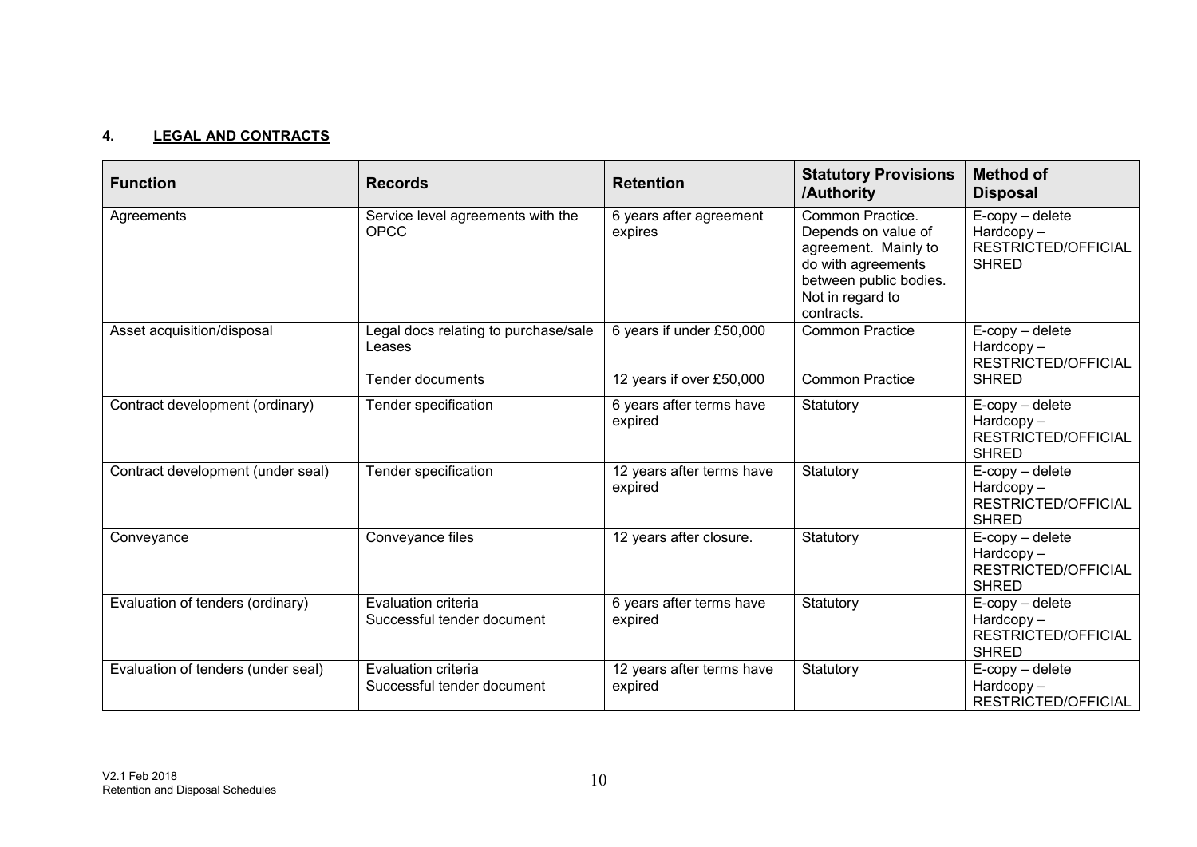## 4. LEGAL AND CONTRACTS

| Function | Records | Retention | Statutory Provisions /Authority | Method of Disposal |
|---|---|---|---|---|
| Agreements | Service level agreements with the OPCC | 6 years after agreement expires | Common Practice. Depends on value of agreement. Mainly to do with agreements between public bodies. Not in regard to contracts. | E-copy – delete Hardcopy – RESTRICTED/OFFICIAL SHRED |
| Asset acquisition/disposal | Legal docs relating to purchase/sale Leases<br><br>Tender documents | 6 years if under £50,000<br><br>12 years if over £50,000 | Common Practice<br><br>Common Practice | E-copy – delete Hardcopy – RESTRICTED/OFFICIAL SHRED |
| Contract development (ordinary) | Tender specification | 6 years after terms have expired | Statutory | E-copy – delete Hardcopy – RESTRICTED/OFFICIAL SHRED |
| Contract development (under seal) | Tender specification | 12 years after terms have expired | Statutory | E-copy – delete Hardcopy – RESTRICTED/OFFICIAL SHRED |
| Conveyance | Conveyance files | 12 years after closure. | Statutory | E-copy – delete Hardcopy – RESTRICTED/OFFICIAL SHRED |
| Evaluation of tenders (ordinary) | Evaluation criteria Successful tender document | 6 years after terms have expired | Statutory | E-copy – delete Hardcopy – RESTRICTED/OFFICIAL SHRED |
| Evaluation of tenders (under seal) | Evaluation criteria Successful tender document | 12 years after terms have expired | Statutory | E-copy – delete Hardcopy – RESTRICTED/OFFICIAL |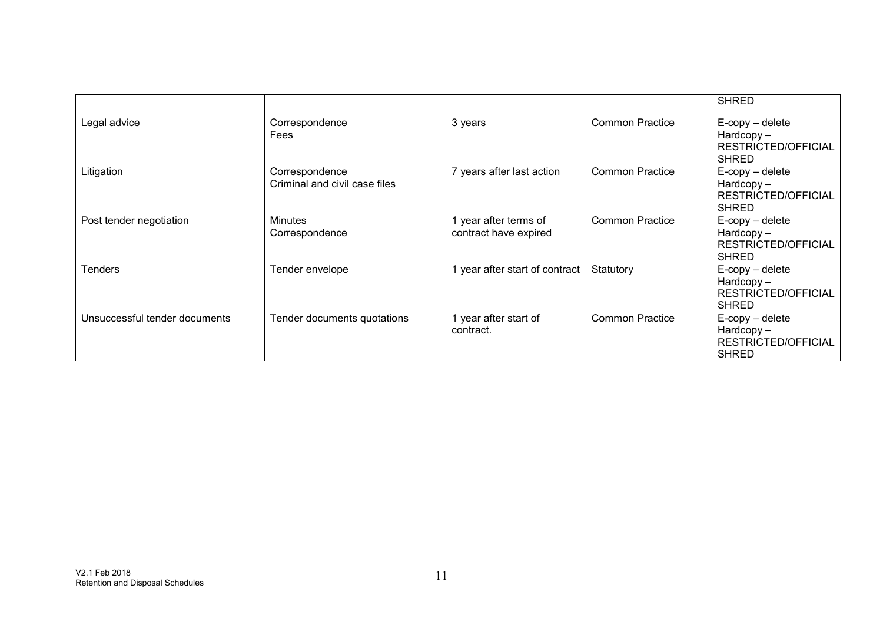| | | | | SHRED |
|---|---|---|---|---|
| Legal advice | Correspondence<br>Fees | 3 years | Common Practice | E-copy – delete<br>Hardcopy –<br>RESTRICTED/OFFICIAL<br>SHRED |
| Litigation | Correspondence<br>Criminal and civil case files | 7 years after last action | Common Practice | E-copy – delete<br>Hardcopy –<br>RESTRICTED/OFFICIAL<br>SHRED |
| Post tender negotiation | Minutes<br>Correspondence | 1 year after terms of contract have expired | Common Practice | E-copy – delete<br>Hardcopy –<br>RESTRICTED/OFFICIAL<br>SHRED |
| Tenders | Tender envelope | 1 year after start of contract | Statutory | E-copy – delete<br>Hardcopy –<br>RESTRICTED/OFFICIAL<br>SHRED |
| Unsuccessful tender documents | Tender documents quotations | 1 year after start of contract. | Common Practice | E-copy – delete<br>Hardcopy –<br>RESTRICTED/OFFICIAL<br>SHRED |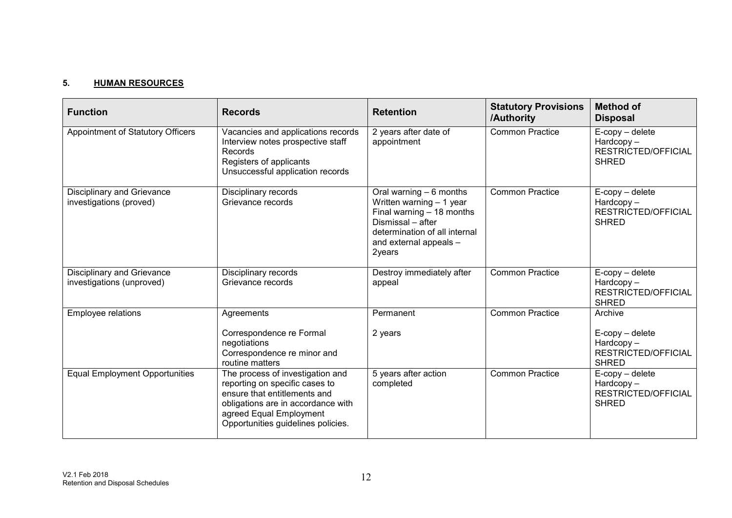## 5. HUMAN RESOURCES

| Function | Records | Retention | Statutory Provisions /Authority | Method of Disposal |
|---|---|---|---|---|
| Appointment of Statutory Officers | Vacancies and applications records<br>Interview notes prospective staff Records<br>Registers of applicants<br>Unsuccessful application records | 2 years after date of appointment | Common Practice | E-copy – delete<br>Hardcopy – RESTRICTED/OFFICIAL SHRED |
| Disciplinary and Grievance investigations (proved) | Disciplinary records<br>Grievance records | Oral warning – 6 months<br>Written warning – 1 year<br>Final warning – 18 months<br>Dismissal – after determination of all internal and external appeals – 2years | Common Practice | E-copy – delete<br>Hardcopy – RESTRICTED/OFFICIAL SHRED |
| Disciplinary and Grievance investigations (unproved) | Disciplinary records<br>Grievance records | Destroy immediately after appeal | Common Practice | E-copy – delete<br>Hardcopy – RESTRICTED/OFFICIAL SHRED |
| Employee relations | Agreements<br><br>Correspondence re Formal negotiations<br>Correspondence re minor and routine matters | Permanent<br><br>2 years | Common Practice | Archive<br><br>E-copy – delete<br>Hardcopy – RESTRICTED/OFFICIAL SHRED |
| Equal Employment Opportunities | The process of investigation and reporting on specific cases to ensure that entitlements and obligations are in accordance with agreed Equal Employment Opportunities guidelines policies. | 5 years after action completed | Common Practice | E-copy – delete<br>Hardcopy – RESTRICTED/OFFICIAL SHRED |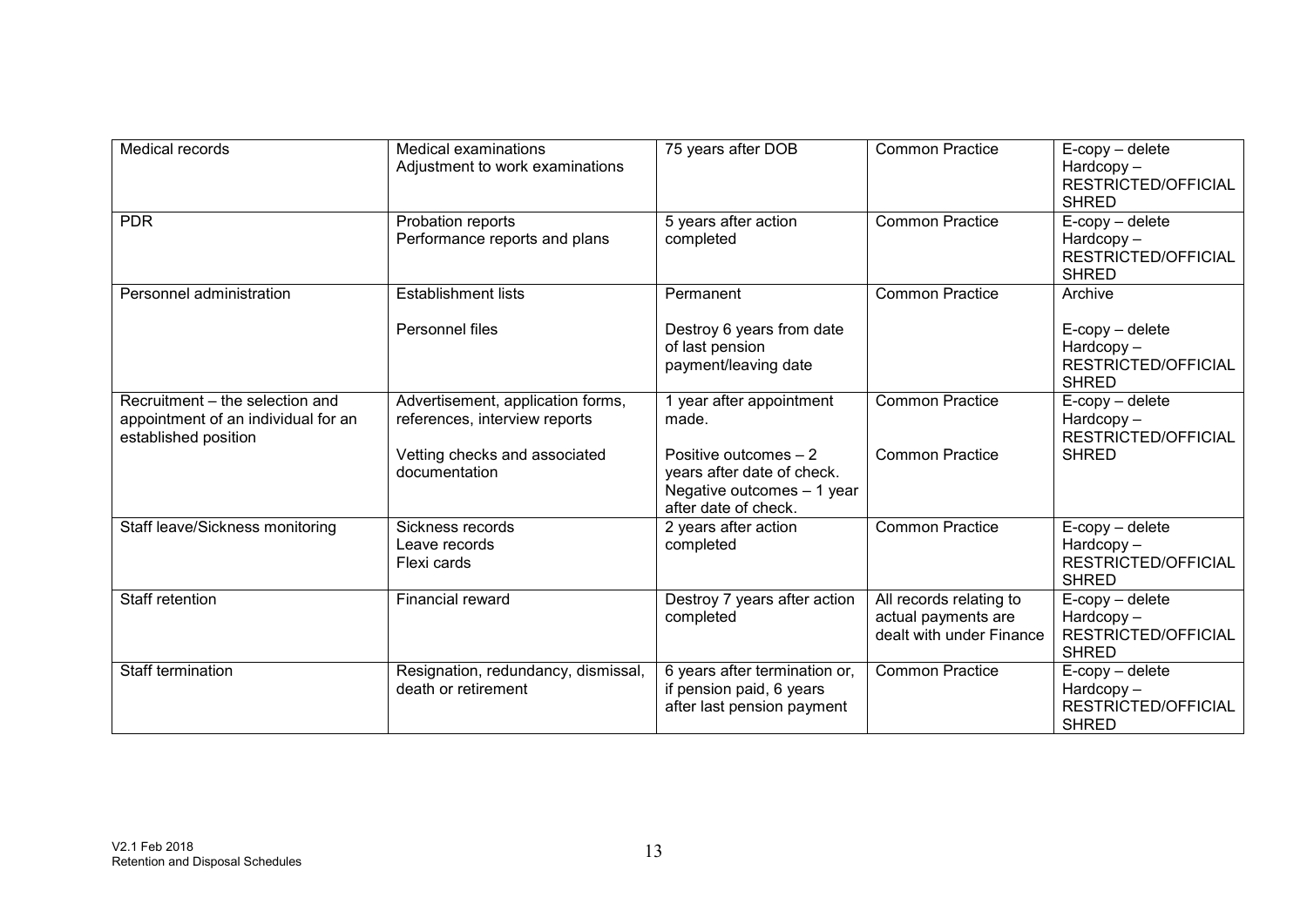| Medical records | Medical examinations<br>Adjustment to work examinations | 75 years after DOB | Common Practice | E-copy – delete<br>Hardcopy – RESTRICTED/OFFICIAL SHRED |
|---|---|---|---|---|
| PDR | Probation reports<br>Performance reports and plans | 5 years after action completed | Common Practice | E-copy – delete<br>Hardcopy – RESTRICTED/OFFICIAL SHRED |
| Personnel administration | Establishment lists<br><br>Personnel files | Permanent<br><br>Destroy 6 years from date of last pension payment/leaving date | Common Practice | Archive<br><br>E-copy – delete<br>Hardcopy – RESTRICTED/OFFICIAL SHRED |
| Recruitment – the selection and appointment of an individual for an established position | Advertisement, application forms, references, interview reports<br><br>Vetting checks and associated documentation | 1 year after appointment made.<br><br>Positive outcomes – 2 years after date of check.<br>Negative outcomes – 1 year after date of check. | Common Practice<br><br>Common Practice | E-copy – delete<br>Hardcopy – RESTRICTED/OFFICIAL SHRED |
| Staff leave/Sickness monitoring | Sickness records<br>Leave records<br>Flexi cards | 2 years after action completed | Common Practice | E-copy – delete<br>Hardcopy – RESTRICTED/OFFICIAL SHRED |
| Staff retention | Financial reward | Destroy 7 years after action completed | All records relating to actual payments are dealt with under Finance | E-copy – delete<br>Hardcopy – RESTRICTED/OFFICIAL SHRED |
| Staff termination | Resignation, redundancy, dismissal, death or retirement | 6 years after termination or, if pension paid, 6 years after last pension payment | Common Practice | E-copy – delete<br>Hardcopy – RESTRICTED/OFFICIAL SHRED |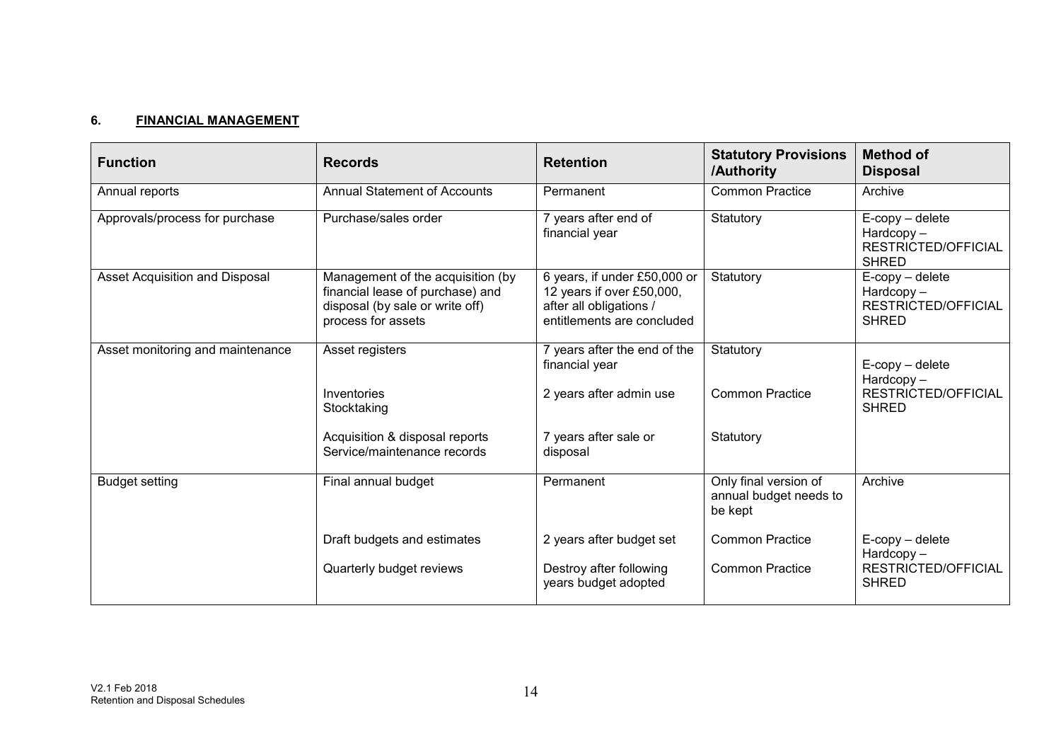## 6. FINANCIAL MANAGEMENT

| Function | Records | Retention | Statutory Provisions /Authority | Method of Disposal |
|---|---|---|---|---|
| Annual reports | Annual Statement of Accounts | Permanent | Common Practice | Archive |
| Approvals/process for purchase | Purchase/sales order | 7 years after end of financial year | Statutory | E-copy – delete Hardcopy – RESTRICTED/OFFICIAL SHRED |
| Asset Acquisition and Disposal | Management of the acquisition (by financial lease of purchase) and disposal (by sale or write off) process for assets | 6 years, if under £50,000 or 12 years if over £50,000, after all obligations / entitlements are concluded | Statutory | E-copy – delete Hardcopy – RESTRICTED/OFFICIAL SHRED |
| Asset monitoring and maintenance | Asset registers | 7 years after the end of the financial year | Statutory | E-copy – delete Hardcopy – RESTRICTED/OFFICIAL SHRED |
| | Inventories Stocktaking | 2 years after admin use | Common Practice | |
| | Acquisition & disposal reports Service/maintenance records | 7 years after sale or disposal | Statutory | |
| Budget setting | Final annual budget | Permanent | Only final version of annual budget needs to be kept | Archive |
| | Draft budgets and estimates | 2 years after budget set | Common Practice | E-copy – delete Hardcopy – RESTRICTED/OFFICIAL SHRED |
| | Quarterly budget reviews | Destroy after following years budget adopted | Common Practice | |

V2.1 Feb 2018
Retention and Disposal Schedules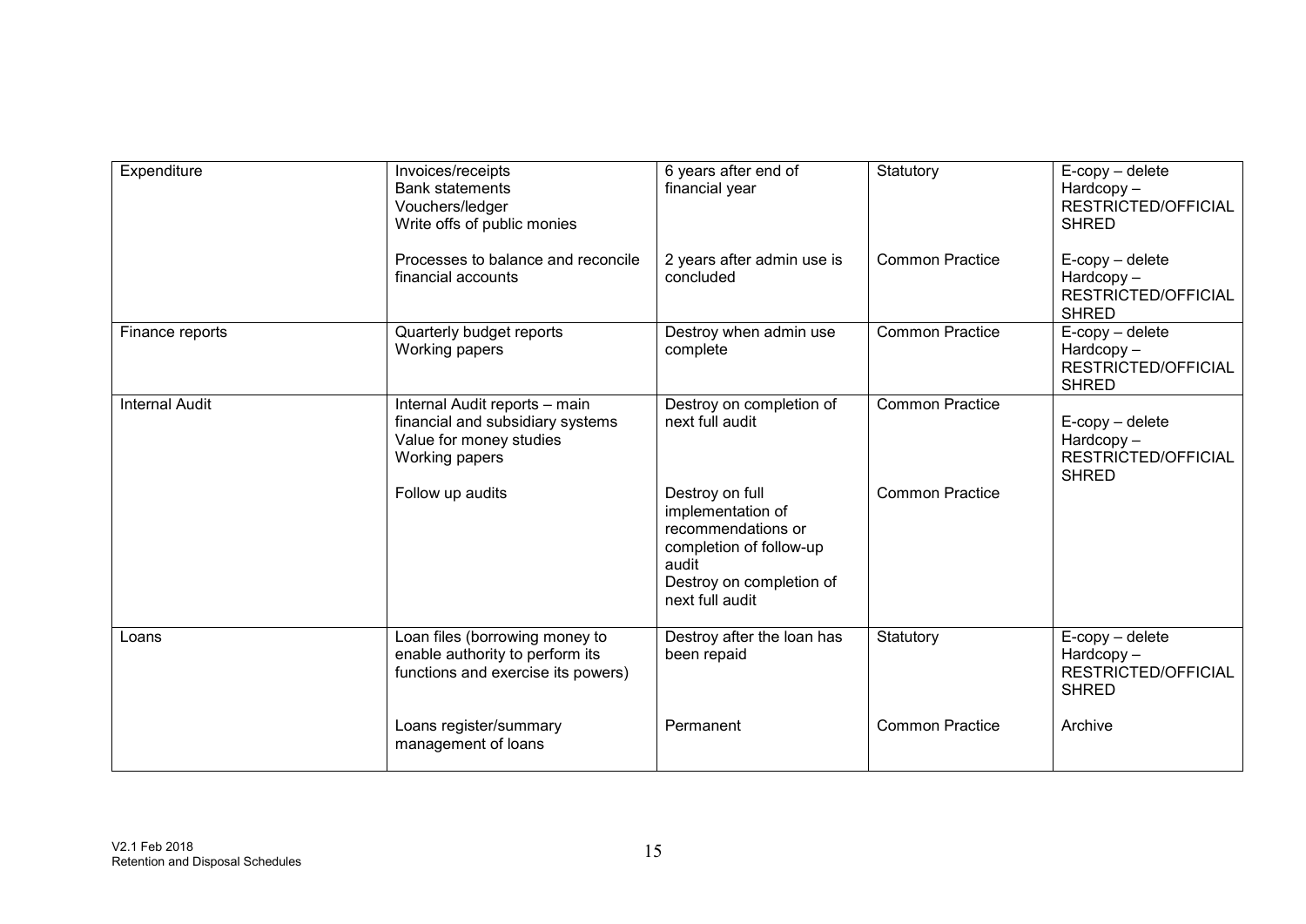| | | | | |
|---|---|---|---|---|
| Expenditure | Invoices/receipts<br>Bank statements<br>Vouchers/ledger<br>Write offs of public monies | 6 years after end of financial year | Statutory | E-copy – delete<br>Hardcopy – RESTRICTED/OFFICIAL SHRED |
| | Processes to balance and reconcile financial accounts | 2 years after admin use is concluded | Common Practice | E-copy – delete<br>Hardcopy – RESTRICTED/OFFICIAL SHRED |
| Finance reports | Quarterly budget reports<br>Working papers | Destroy when admin use complete | Common Practice | E-copy – delete<br>Hardcopy – RESTRICTED/OFFICIAL SHRED |
| Internal Audit | Internal Audit reports – main financial and subsidiary systems<br>Value for money studies<br>Working papers | Destroy on completion of next full audit | Common Practice | E-copy – delete<br>Hardcopy – RESTRICTED/OFFICIAL SHRED |
| | Follow up audits | Destroy on full implementation of recommendations or completion of follow-up audit<br>Destroy on completion of next full audit | Common Practice | |
| Loans | Loan files (borrowing money to enable authority to perform its functions and exercise its powers) | Destroy after the loan has been repaid | Statutory | E-copy – delete<br>Hardcopy – RESTRICTED/OFFICIAL SHRED |
| | Loans register/summary management of loans | Permanent | Common Practice | Archive |

V2.1 Feb 2018
Retention and Disposal Schedules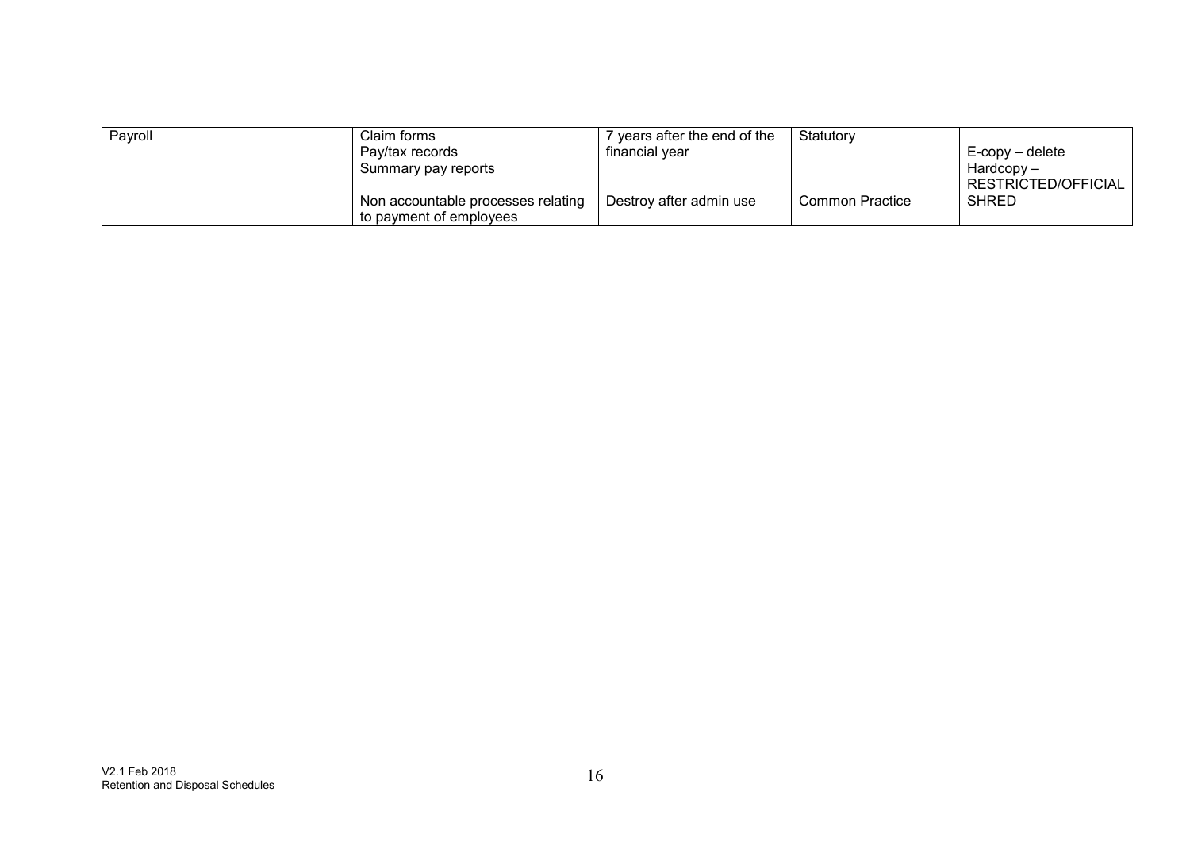| | | | | |
|---|---|---|---|---|
| Payroll | Claim forms<br>Pay/tax records<br>Summary pay reports<br><br>Non accountable processes relating to payment of employees | 7 years after the end of the financial year<br><br><br><br>Destroy after admin use | Statutory<br><br><br><br>Common Practice | E-copy – delete<br>Hardcopy – RESTRICTED/OFFICIAL SHRED |

V2.1 Feb 2018
Retention and Disposal Schedules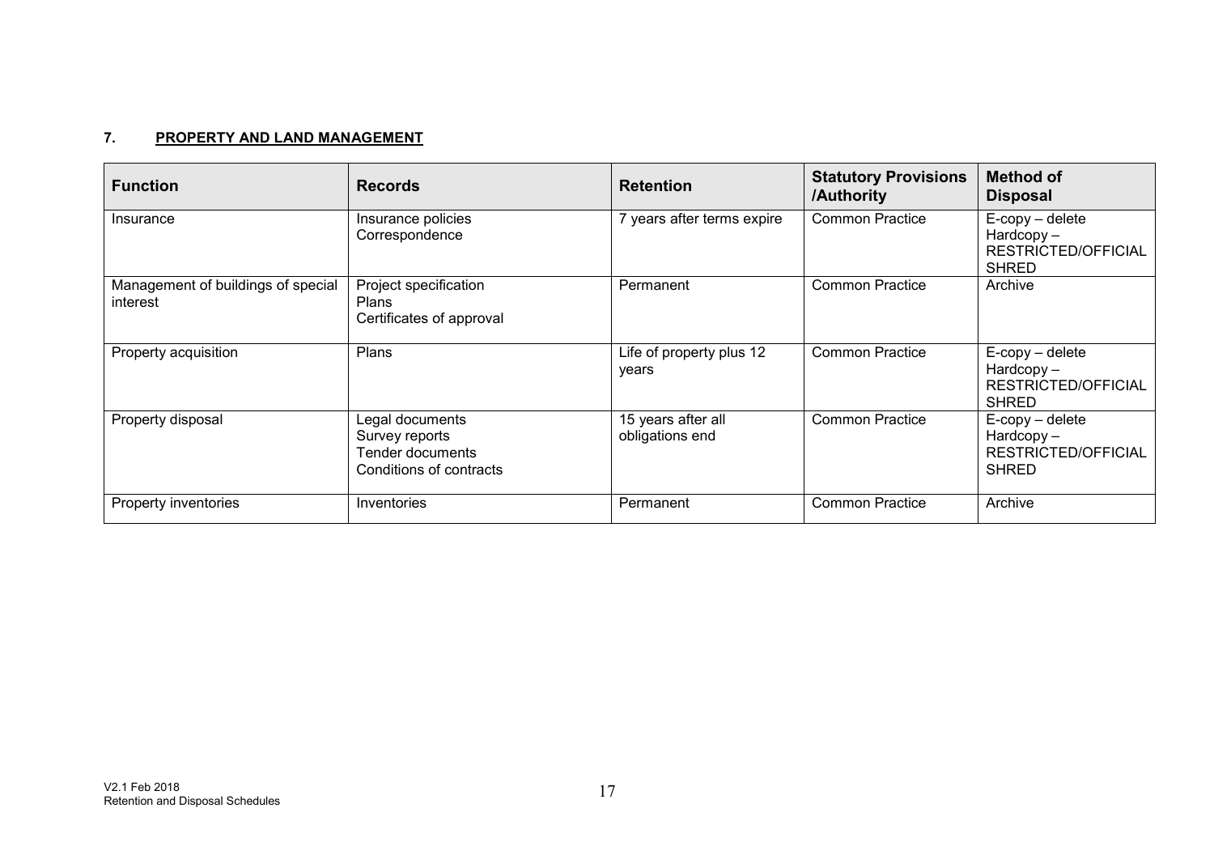## 7. PROPERTY AND LAND MANAGEMENT

| Function | Records | Retention | Statutory Provisions /Authority | Method of Disposal |
|---|---|---|---|---|
| Insurance | Insurance policies<br>Correspondence | 7 years after terms expire | Common Practice | E-copy – delete<br>Hardcopy – RESTRICTED/OFFICIAL SHRED |
| Management of buildings of special interest | Project specification<br>Plans<br>Certificates of approval | Permanent | Common Practice | Archive |
| Property acquisition | Plans | Life of property plus 12 years | Common Practice | E-copy – delete<br>Hardcopy – RESTRICTED/OFFICIAL SHRED |
| Property disposal | Legal documents<br>Survey reports<br>Tender documents<br>Conditions of contracts | 15 years after all obligations end | Common Practice | E-copy – delete<br>Hardcopy – RESTRICTED/OFFICIAL SHRED |
| Property inventories | Inventories | Permanent | Common Practice | Archive |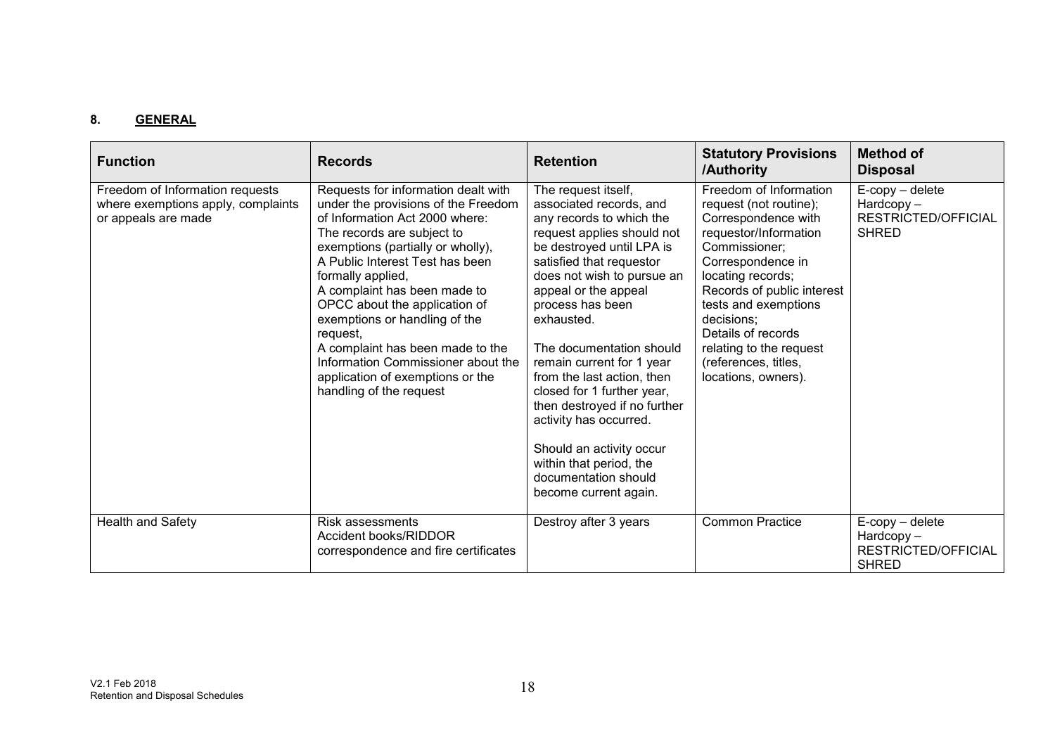## 8. **GENERAL**

| Function | Records | Retention | Statutory Provisions /Authority | Method of Disposal |
|---|---|---|---|---|
| Freedom of Information requests where exemptions apply, complaints or appeals are made | Requests for information dealt with under the provisions of the Freedom of Information Act 2000 where: The records are subject to exemptions (partially or wholly), A Public Interest Test has been formally applied, A complaint has been made to OPCC about the application of exemptions or handling of the request, A complaint has been made to the Information Commissioner about the application of exemptions or the handling of the request | The request itself, associated records, and any records to which the request applies should not be destroyed until LPA is satisfied that requestor does not wish to pursue an appeal or the appeal process has been exhausted.<br><br>The documentation should remain current for 1 year from the last action, then closed for 1 further year, then destroyed if no further activity has occurred.<br><br>Should an activity occur within that period, the documentation should become current again. | Freedom of Information request (not routine); Correspondence with requestor/Information Commissioner; Correspondence in locating records; Records of public interest tests and exemptions decisions; Details of records relating to the request (references, titles, locations, owners). | E-copy – delete Hardcopy – RESTRICTED/OFFICIAL SHRED |
| Health and Safety | Risk assessments<br>Accident books/RIDDOR correspondence and fire certificates | Destroy after 3 years | Common Practice | E-copy – delete Hardcopy – RESTRICTED/OFFICIAL SHRED |

V2.1 Feb 2018
Retention and Disposal Schedules